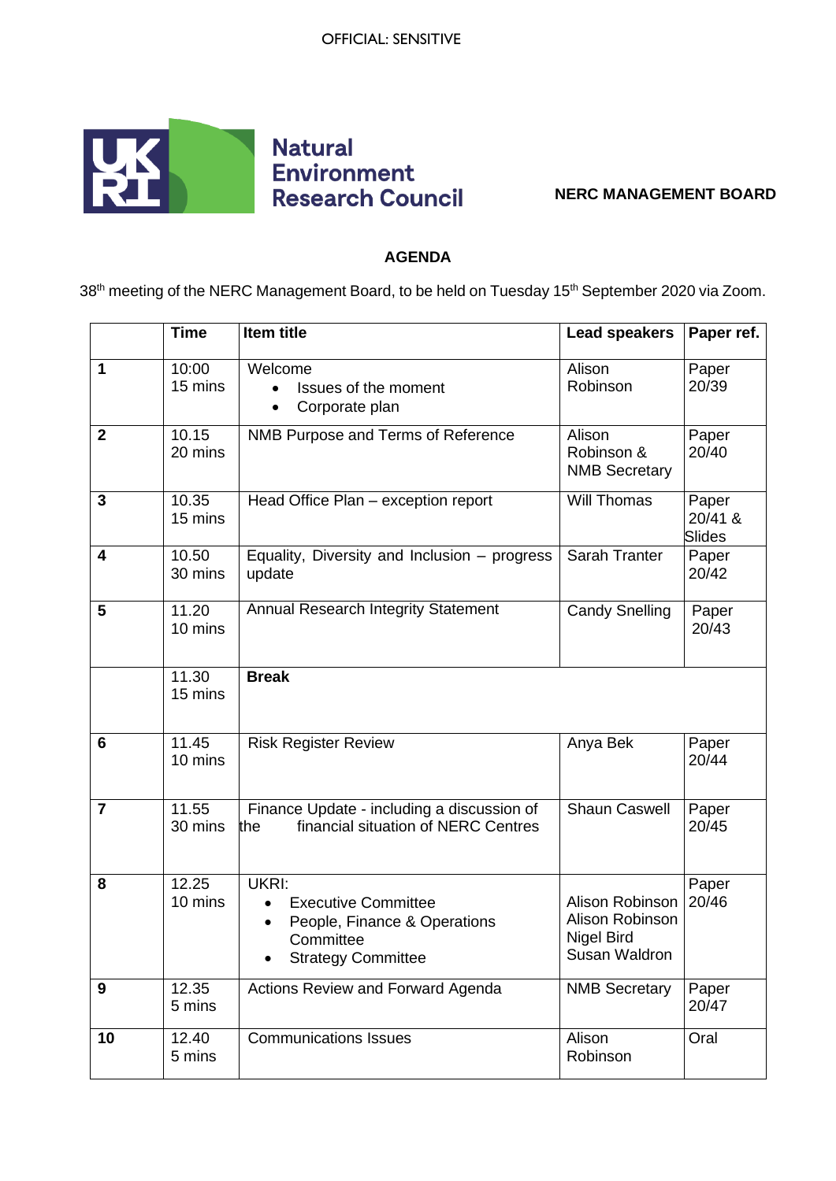OFFICIAL: SENSITIVE

**Natural Environment Research Council**

**NERC MANAGEMENT BOARD**

## AGENDA

38th meeting of the NERC Management Board, to be held on Tuesday 15th September 2020 via Zoom.

| | Time | Item title | Lead speakers | Paper ref. |
|---|---|---|---|---|
| **1** | 10:00<br>15 mins | Welcome<br>• Issues of the moment<br>• Corporate plan | Alison Robinson | Paper 20/39 |
| **2** | 10.15<br>20 mins | NMB Purpose and Terms of Reference | Alison Robinson & NMB Secretary | Paper 20/40 |
| **3** | 10.35<br>15 mins | Head Office Plan – exception report | Will Thomas | Paper 20/41 & Slides |
| **4** | 10.50<br>30 mins | Equality, Diversity and Inclusion – progress update | Sarah Tranter | Paper 20/42 |
| **5** | 11.20<br>10 mins | Annual Research Integrity Statement | Candy Snelling | Paper 20/43 |
| | 11.30<br>15 mins | **Break** | | |
| **6** | 11.45<br>10 mins | Risk Register Review | Anya Bek | Paper 20/44 |
| **7** | 11.55<br>30 mins | Finance Update - including a discussion of the financial situation of NERC Centres | Shaun Caswell | Paper 20/45 |
| **8** | 12.25<br>10 mins | UKRI:<br>• Executive Committee<br>• People, Finance & Operations Committee<br>• Strategy Committee | Alison Robinson<br>Alison Robinson<br>Nigel Bird<br>Susan Waldron | Paper 20/46 |
| **9** | 12.35<br>5 mins | Actions Review and Forward Agenda | NMB Secretary | Paper 20/47 |
| **10** | 12.40<br>5 mins | Communications Issues | Alison Robinson | Oral |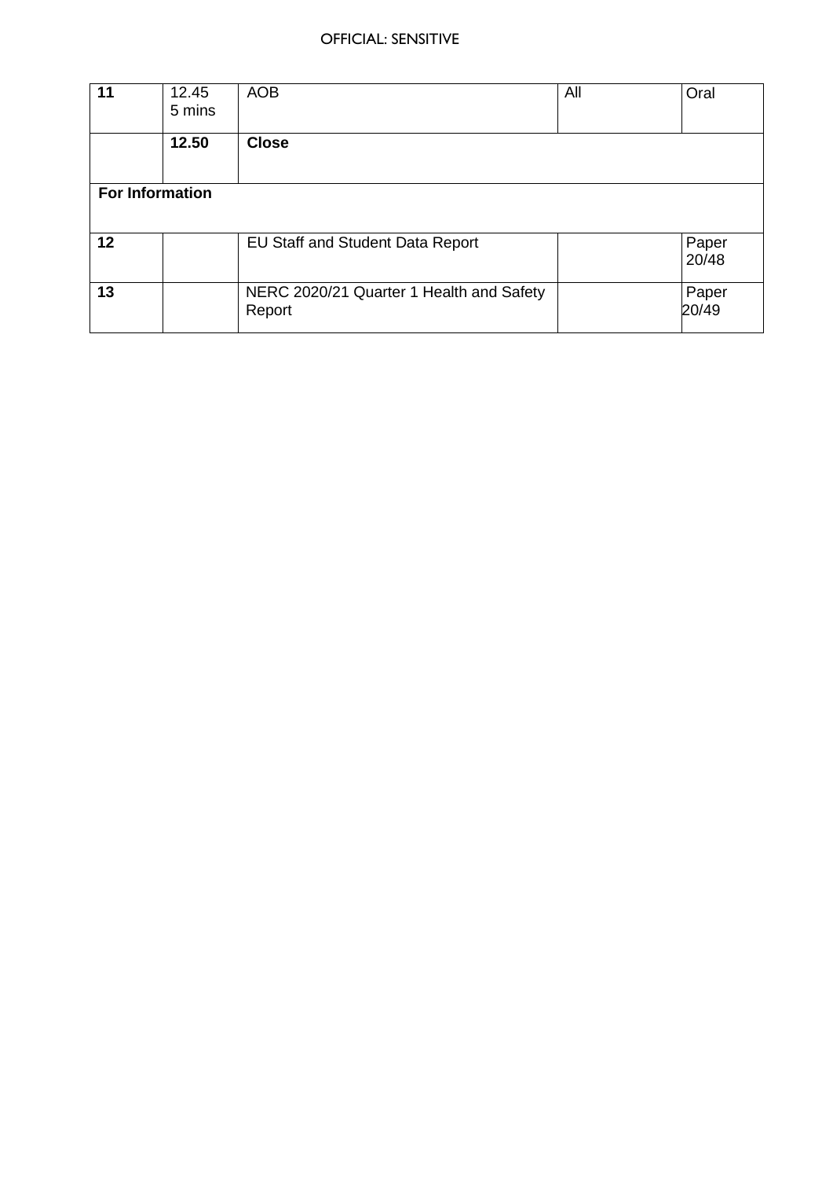| | | | | |
|---|---|---|---|---|
| **11** | 12.45 5 mins | AOB | All | Oral |
| | **12.50** | **Close** | | |
| **For Information** | | | | |
| **12** | | EU Staff and Student Data Report | | Paper 20/48 |
| **13** | | NERC 2020/21 Quarter 1 Health and Safety Report | | Paper 20/49 |